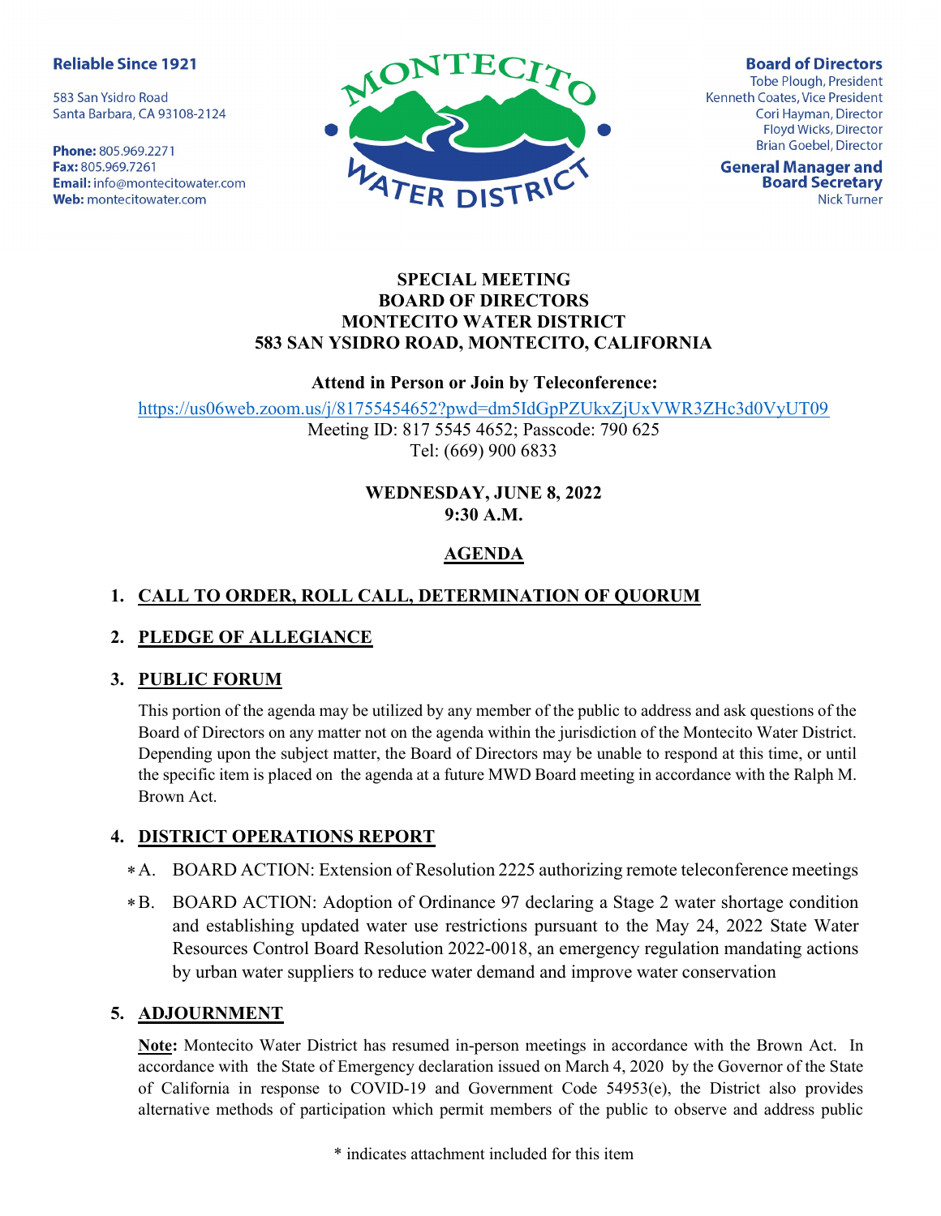**Reliable Since 1921**

583 San Ysidro Road
Santa Barbara, CA 93108-2124

**Phone:** 805.969.2271
**Fax:** 805.969.7261
**Email:** info@montecitowater.com
**Web:** montecitowater.com

MONTECITO WATER DISTRICT

**Board of Directors**
Tobe Plough, President
Kenneth Coates, Vice President
Cori Hayman, Director
Floyd Wicks, Director
Brian Goebel, Director

**General Manager and Board Secretary**
Nick Turner

# SPECIAL MEETING
# BOARD OF DIRECTORS
# MONTECITO WATER DISTRICT
# 583 SAN YSIDRO ROAD, MONTECITO, CALIFORNIA

**Attend in Person or Join by Teleconference:**

https://us06web.zoom.us/j/81755454652?pwd=dm5IdGpPZUkxZjUxVWR3ZHc3d0VyUT09
Meeting ID: 817 5545 4652; Passcode: 790 625
Tel: (669) 900 6833

**WEDNESDAY, JUNE 8, 2022**
**9:30 A.M.**

## AGENDA

### 1. CALL TO ORDER, ROLL CALL, DETERMINATION OF QUORUM

### 2. PLEDGE OF ALLEGIANCE

### 3. PUBLIC FORUM

This portion of the agenda may be utilized by any member of the public to address and ask questions of the Board of Directors on any matter not on the agenda within the jurisdiction of the Montecito Water District. Depending upon the subject matter, the Board of Directors may be unable to respond at this time, or until the specific item is placed on the agenda at a future MWD Board meeting in accordance with the Ralph M. Brown Act.

### 4. DISTRICT OPERATIONS REPORT

*A. BOARD ACTION: Extension of Resolution 2225 authorizing remote teleconference meetings

*B. BOARD ACTION: Adoption of Ordinance 97 declaring a Stage 2 water shortage condition and establishing updated water use restrictions pursuant to the May 24, 2022 State Water Resources Control Board Resolution 2022-0018, an emergency regulation mandating actions by urban water suppliers to reduce water demand and improve water conservation

### 5. ADJOURNMENT

**Note:** Montecito Water District has resumed in-person meetings in accordance with the Brown Act. In accordance with the State of Emergency declaration issued on March 4, 2020 by the Governor of the State of California in response to COVID-19 and Government Code 54953(e), the District also provides alternative methods of participation which permit members of the public to observe and address public

\* indicates attachment included for this item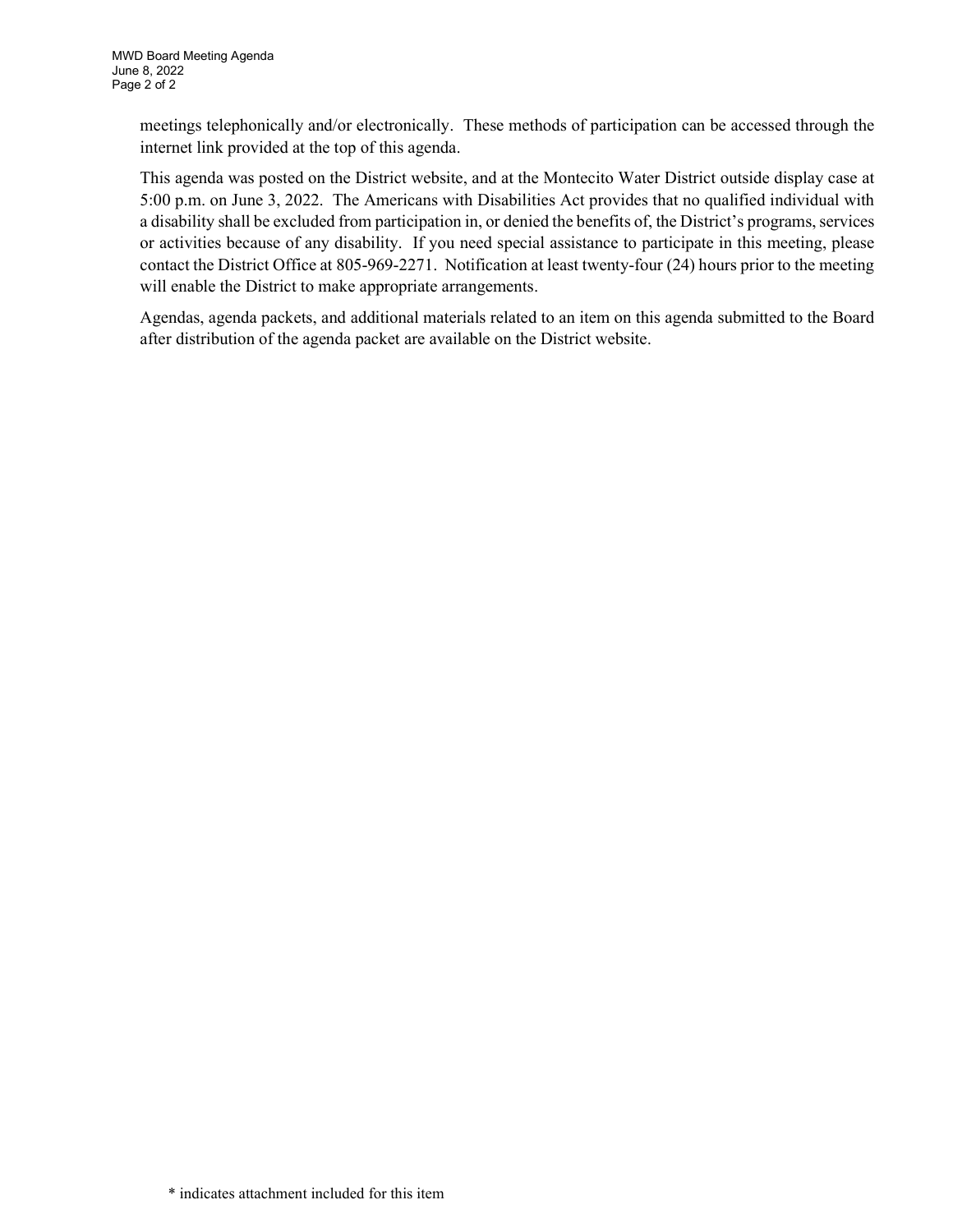meetings telephonically and/or electronically. These methods of participation can be accessed through the internet link provided at the top of this agenda.

This agenda was posted on the District website, and at the Montecito Water District outside display case at 5:00 p.m. on June 3, 2022. The Americans with Disabilities Act provides that no qualified individual with a disability shall be excluded from participation in, or denied the benefits of, the District's programs, services or activities because of any disability. If you need special assistance to participate in this meeting, please contact the District Office at 805-969-2271. Notification at least twenty-four (24) hours prior to the meeting will enable the District to make appropriate arrangements.

Agendas, agenda packets, and additional materials related to an item on this agenda submitted to the Board after distribution of the agenda packet are available on the District website.

* indicates attachment included for this item